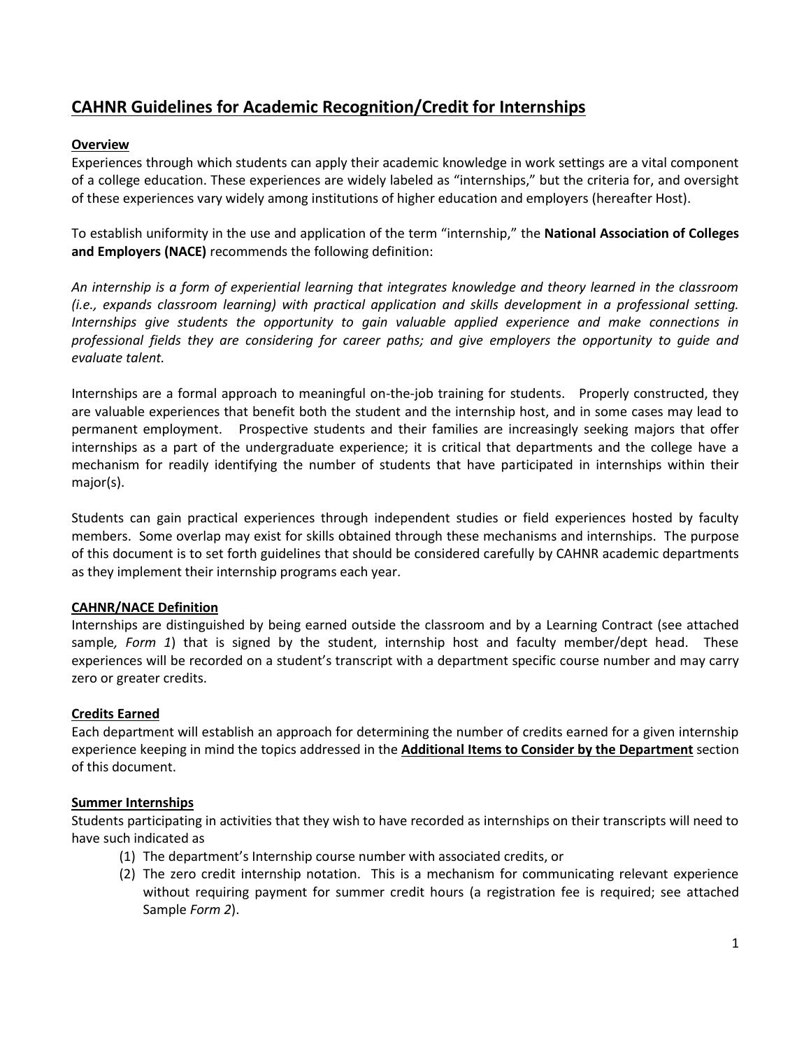# CAHNR Guidelines for Academic Recognition/Credit for Internships

## Overview

Experiences through which students can apply their academic knowledge in work settings are a vital component of a college education. These experiences are widely labeled as "internships," but the criteria for, and oversight of these experiences vary widely among institutions of higher education and employers (hereafter Host).

To establish uniformity in the use and application of the term "internship," the **National Association of Colleges and Employers (NACE)** recommends the following definition:

*An internship is a form of experiential learning that integrates knowledge and theory learned in the classroom (i.e., expands classroom learning) with practical application and skills development in a professional setting. Internships give students the opportunity to gain valuable applied experience and make connections in professional fields they are considering for career paths; and give employers the opportunity to guide and evaluate talent.*

Internships are a formal approach to meaningful on-the-job training for students. Properly constructed, they are valuable experiences that benefit both the student and the internship host, and in some cases may lead to permanent employment. Prospective students and their families are increasingly seeking majors that offer internships as a part of the undergraduate experience; it is critical that departments and the college have a mechanism for readily identifying the number of students that have participated in internships within their major(s).

Students can gain practical experiences through independent studies or field experiences hosted by faculty members. Some overlap may exist for skills obtained through these mechanisms and internships. The purpose of this document is to set forth guidelines that should be considered carefully by CAHNR academic departments as they implement their internship programs each year.

## CAHNR/NACE Definition

Internships are distinguished by being earned outside the classroom and by a Learning Contract (see attached sample*, Form 1*) that is signed by the student, internship host and faculty member/dept head. These experiences will be recorded on a student's transcript with a department specific course number and may carry zero or greater credits.

## Credits Earned

Each department will establish an approach for determining the number of credits earned for a given internship experience keeping in mind the topics addressed in the **Additional Items to Consider by the Department** section of this document.

## Summer Internships

Students participating in activities that they wish to have recorded as internships on their transcripts will need to have such indicated as

1. The department's Internship course number with associated credits, or
2. The zero credit internship notation. This is a mechanism for communicating relevant experience without requiring payment for summer credit hours (a registration fee is required; see attached Sample *Form 2*).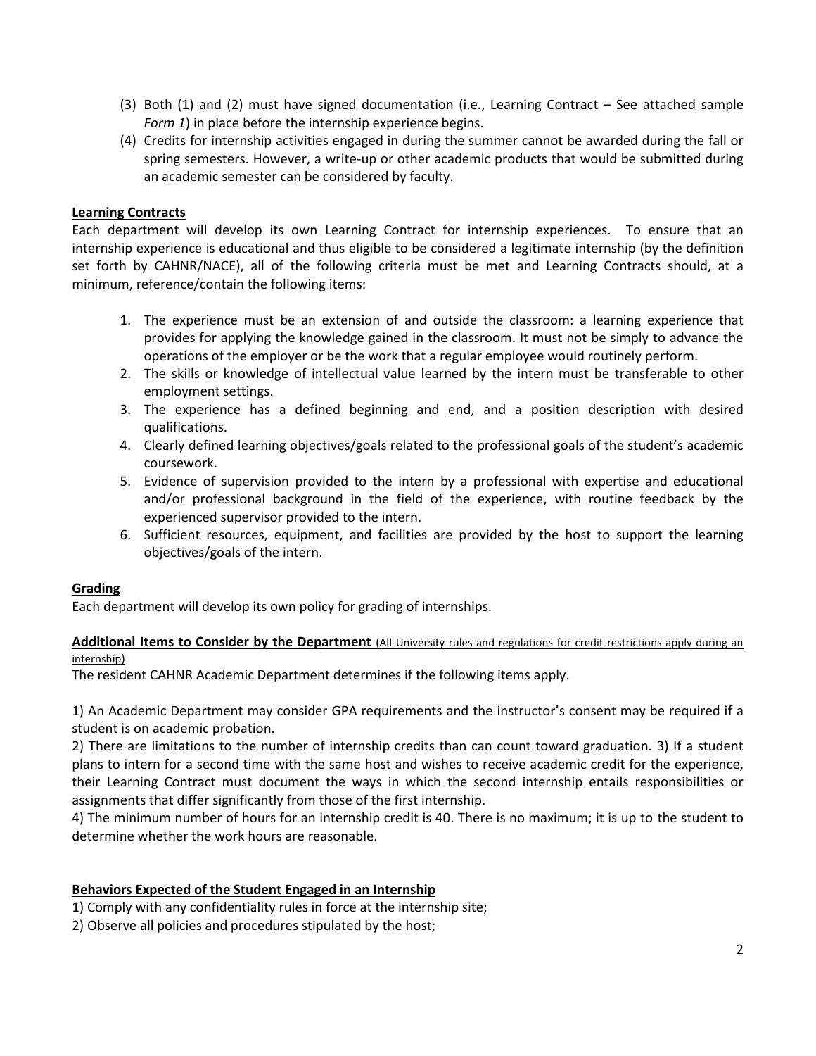(3) Both (1) and (2) must have signed documentation (i.e., Learning Contract – See attached sample *Form 1*) in place before the internship experience begins.

(4) Credits for internship activities engaged in during the summer cannot be awarded during the fall or spring semesters. However, a write-up or other academic products that would be submitted during an academic semester can be considered by faculty.

**Learning Contracts**

Each department will develop its own Learning Contract for internship experiences. To ensure that an internship experience is educational and thus eligible to be considered a legitimate internship (by the definition set forth by CAHNR/NACE), all of the following criteria must be met and Learning Contracts should, at a minimum, reference/contain the following items:

1. The experience must be an extension of and outside the classroom: a learning experience that provides for applying the knowledge gained in the classroom. It must not be simply to advance the operations of the employer or be the work that a regular employee would routinely perform.
2. The skills or knowledge of intellectual value learned by the intern must be transferable to other employment settings.
3. The experience has a defined beginning and end, and a position description with desired qualifications.
4. Clearly defined learning objectives/goals related to the professional goals of the student's academic coursework.
5. Evidence of supervision provided to the intern by a professional with expertise and educational and/or professional background in the field of the experience, with routine feedback by the experienced supervisor provided to the intern.
6. Sufficient resources, equipment, and facilities are provided by the host to support the learning objectives/goals of the intern.

**Grading**

Each department will develop its own policy for grading of internships.

**Additional Items to Consider by the Department** (All University rules and regulations for credit restrictions apply during an internship)

The resident CAHNR Academic Department determines if the following items apply.

1) An Academic Department may consider GPA requirements and the instructor's consent may be required if a student is on academic probation.
2) There are limitations to the number of internship credits than can count toward graduation. 3) If a student plans to intern for a second time with the same host and wishes to receive academic credit for the experience, their Learning Contract must document the ways in which the second internship entails responsibilities or assignments that differ significantly from those of the first internship.
4) The minimum number of hours for an internship credit is 40. There is no maximum; it is up to the student to determine whether the work hours are reasonable.

**Behaviors Expected of the Student Engaged in an Internship**

1) Comply with any confidentiality rules in force at the internship site;
2) Observe all policies and procedures stipulated by the host;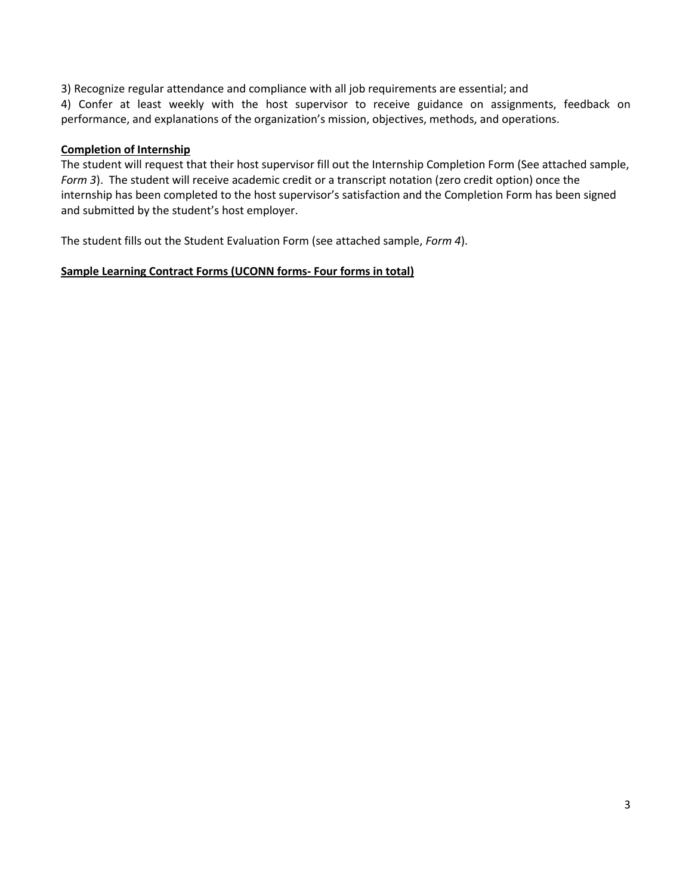3) Recognize regular attendance and compliance with all job requirements are essential; and

4) Confer at least weekly with the host supervisor to receive guidance on assignments, feedback on performance, and explanations of the organization's mission, objectives, methods, and operations.

**Completion of Internship**

The student will request that their host supervisor fill out the Internship Completion Form (See attached sample, *Form 3*). The student will receive academic credit or a transcript notation (zero credit option) once the internship has been completed to the host supervisor's satisfaction and the Completion Form has been signed and submitted by the student's host employer.

The student fills out the Student Evaluation Form (see attached sample, *Form 4*).

**Sample Learning Contract Forms (UCONN forms- Four forms in total)**